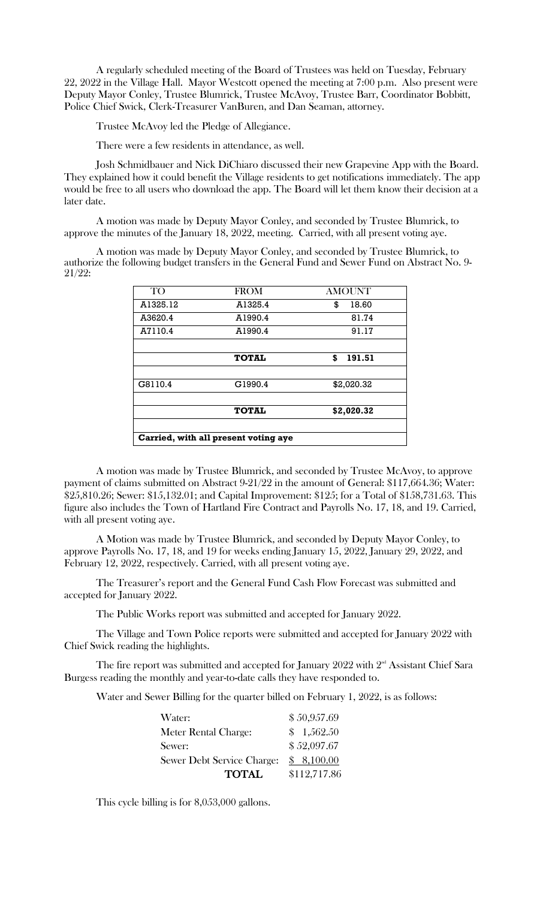A regularly scheduled meeting of the Board of Trustees was held on Tuesday, February 22, 2022 in the Village Hall. Mayor Westcott opened the meeting at 7:00 p.m. Also present were Deputy Mayor Conley, Trustee Blumrick, Trustee McAvoy, Trustee Barr, Coordinator Bobbitt, Police Chief Swick, Clerk-Treasurer VanBuren, and Dan Seaman, attorney.

Trustee McAvoy led the Pledge of Allegiance.

There were a few residents in attendance, as well.

Josh Schmidbauer and Nick DiChiaro discussed their new Grapevine App with the Board. They explained how it could benefit the Village residents to get notifications immediately. The app would be free to all users who download the app. The Board will let them know their decision at a later date.

A motion was made by Deputy Mayor Conley, and seconded by Trustee Blumrick, to approve the minutes of the January 18, 2022, meeting. Carried, with all present voting aye.

A motion was made by Deputy Mayor Conley, and seconded by Trustee Blumrick, to authorize the following budget transfers in the General Fund and Sewer Fund on Abstract No. 9-21/22:

| TO | FROM | AMOUNT |
|---|---|---|
| A1325.12 | A1325.4 | $ 18.60 |
| A3620.4 | A1990.4 | 81.74 |
| A7110.4 | A1990.4 | 91.17 |
| | | |
| | **TOTAL** | **$ 191.51** |
| | | |
| G8110.4 | G1990.4 | $2,020.32 |
| | | |
| | **TOTAL** | **$2,020.32** |
| | | |
| **Carried, with all present voting aye** | | |

A motion was made by Trustee Blumrick, and seconded by Trustee McAvoy, to approve payment of claims submitted on Abstract 9-21/22 in the amount of General: $117,664.36; Water: $25,810.26; Sewer: $15,132.01; and Capital Improvement: $125; for a Total of $158,731.63. This figure also includes the Town of Hartland Fire Contract and Payrolls No. 17, 18, and 19. Carried, with all present voting aye.

A Motion was made by Trustee Blumrick, and seconded by Deputy Mayor Conley, to approve Payrolls No. 17, 18, and 19 for weeks ending January 15, 2022, January 29, 2022, and February 12, 2022, respectively. Carried, with all present voting aye.

The Treasurer's report and the General Fund Cash Flow Forecast was submitted and accepted for January 2022.

The Public Works report was submitted and accepted for January 2022.

The Village and Town Police reports were submitted and accepted for January 2022 with Chief Swick reading the highlights.

The fire report was submitted and accepted for January 2022 with 2nd Assistant Chief Sara Burgess reading the monthly and year-to-date calls they have responded to.

Water and Sewer Billing for the quarter billed on February 1, 2022, is as follows:

| | |
|---|---|
| Water: | $ 50,957.69 |
| Meter Rental Charge: | $ 1,562.50 |
| Sewer: | $ 52,097.67 |
| Sewer Debt Service Charge: | $ 8,100.00 |
| **TOTAL** | $112,717.86 |

This cycle billing is for 8,053,000 gallons.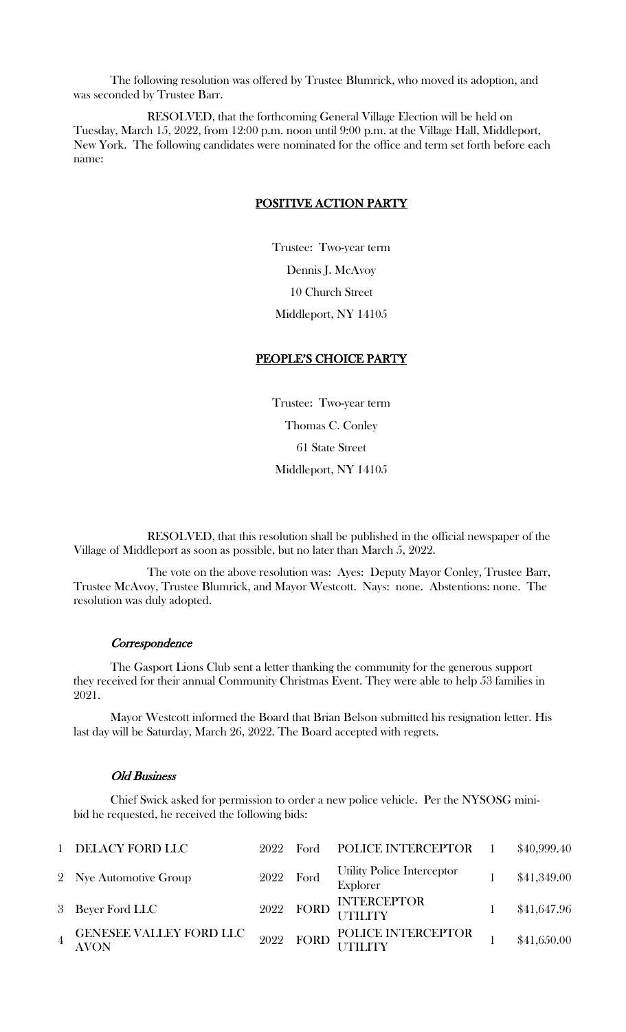The following resolution was offered by Trustee Blumrick, who moved its adoption, and was seconded by Trustee Barr.

RESOLVED, that the forthcoming General Village Election will be held on Tuesday, March 15, 2022, from 12:00 p.m. noon until 9:00 p.m. at the Village Hall, Middleport, New York. The following candidates were nominated for the office and term set forth before each name:

**POSITIVE ACTION PARTY**

Trustee: Two-year term

Dennis J. McAvoy

10 Church Street

Middleport, NY 14105

**PEOPLE'S CHOICE PARTY**

Trustee: Two-year term

Thomas C. Conley

61 State Street

Middleport, NY 14105

RESOLVED, that this resolution shall be published in the official newspaper of the Village of Middleport as soon as possible, but no later than March 5, 2022.

The vote on the above resolution was: Ayes: Deputy Mayor Conley, Trustee Barr, Trustee McAvoy, Trustee Blumrick, and Mayor Westcott. Nays: none. Abstentions: none. The resolution was duly adopted.

*Correspondence*

The Gasport Lions Club sent a letter thanking the community for the generous support they received for their annual Community Christmas Event. They were able to help 53 families in 2021.

Mayor Westcott informed the Board that Brian Belson submitted his resignation letter. His last day will be Saturday, March 26, 2022. The Board accepted with regrets.

*Old Business*

Chief Swick asked for permission to order a new police vehicle. Per the NYSOSG mini-bid he requested, he received the following bids:

| | | | | | | |
|---|---|---|---|---|---|---|
| 1 | DELACY FORD LLC | 2022 | Ford | POLICE INTERCEPTOR | 1 | $40,999.40 |
| 2 | Nye Automotive Group | 2022 | Ford | Utility Police Interceptor Explorer | 1 | $41,349.00 |
| 3 | Beyer Ford LLC | 2022 | FORD | INTERCEPTOR UTILITY | 1 | $41,647.96 |
| 4 | GENESEE VALLEY FORD LLC AVON | 2022 | FORD | POLICE INTERCEPTOR UTILITY | 1 | $41,650.00 |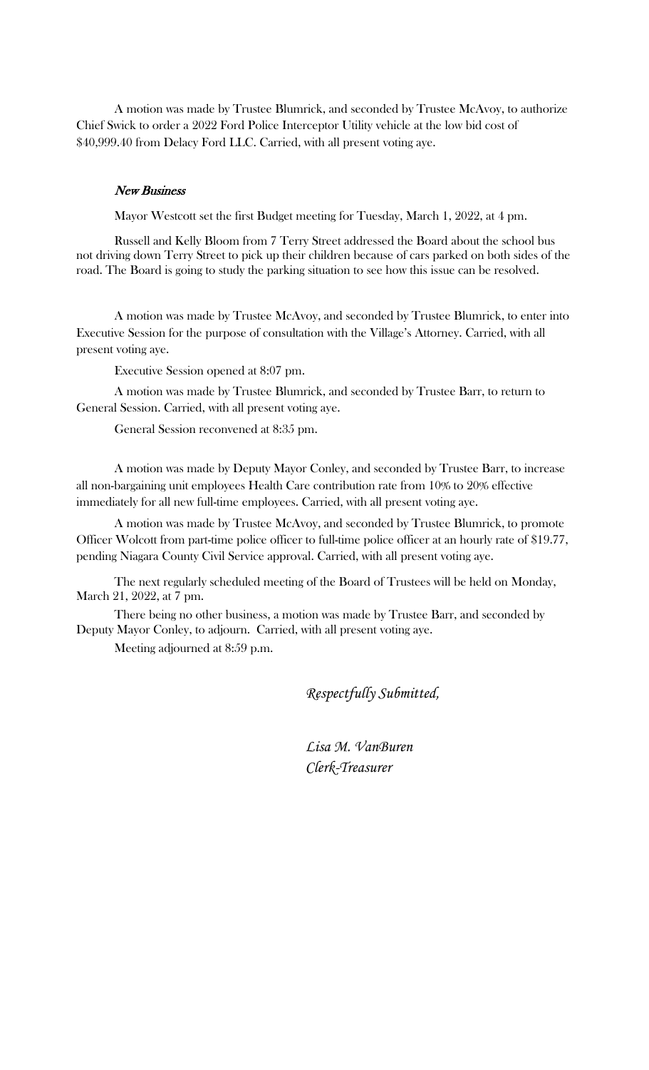A motion was made by Trustee Blumrick, and seconded by Trustee McAvoy, to authorize Chief Swick to order a 2022 Ford Police Interceptor Utility vehicle at the low bid cost of $40,999.40 from Delacy Ford LLC. Carried, with all present voting aye.

***New Business***

Mayor Westcott set the first Budget meeting for Tuesday, March 1, 2022, at 4 pm.

Russell and Kelly Bloom from 7 Terry Street addressed the Board about the school bus not driving down Terry Street to pick up their children because of cars parked on both sides of the road. The Board is going to study the parking situation to see how this issue can be resolved.

A motion was made by Trustee McAvoy, and seconded by Trustee Blumrick, to enter into Executive Session for the purpose of consultation with the Village's Attorney. Carried, with all present voting aye.

Executive Session opened at 8:07 pm.

A motion was made by Trustee Blumrick, and seconded by Trustee Barr, to return to General Session. Carried, with all present voting aye.

General Session reconvened at 8:35 pm.

A motion was made by Deputy Mayor Conley, and seconded by Trustee Barr, to increase all non-bargaining unit employees Health Care contribution rate from 10% to 20% effective immediately for all new full-time employees. Carried, with all present voting aye.

A motion was made by Trustee McAvoy, and seconded by Trustee Blumrick, to promote Officer Wolcott from part-time police officer to full-time police officer at an hourly rate of $19.77, pending Niagara County Civil Service approval. Carried, with all present voting aye.

The next regularly scheduled meeting of the Board of Trustees will be held on Monday, March 21, 2022, at 7 pm.

There being no other business, a motion was made by Trustee Barr, and seconded by Deputy Mayor Conley, to adjourn. Carried, with all present voting aye.

Meeting adjourned at 8:59 p.m.

*Respectfully Submitted,*

*Lisa M. VanBuren*
*Clerk-Treasurer*